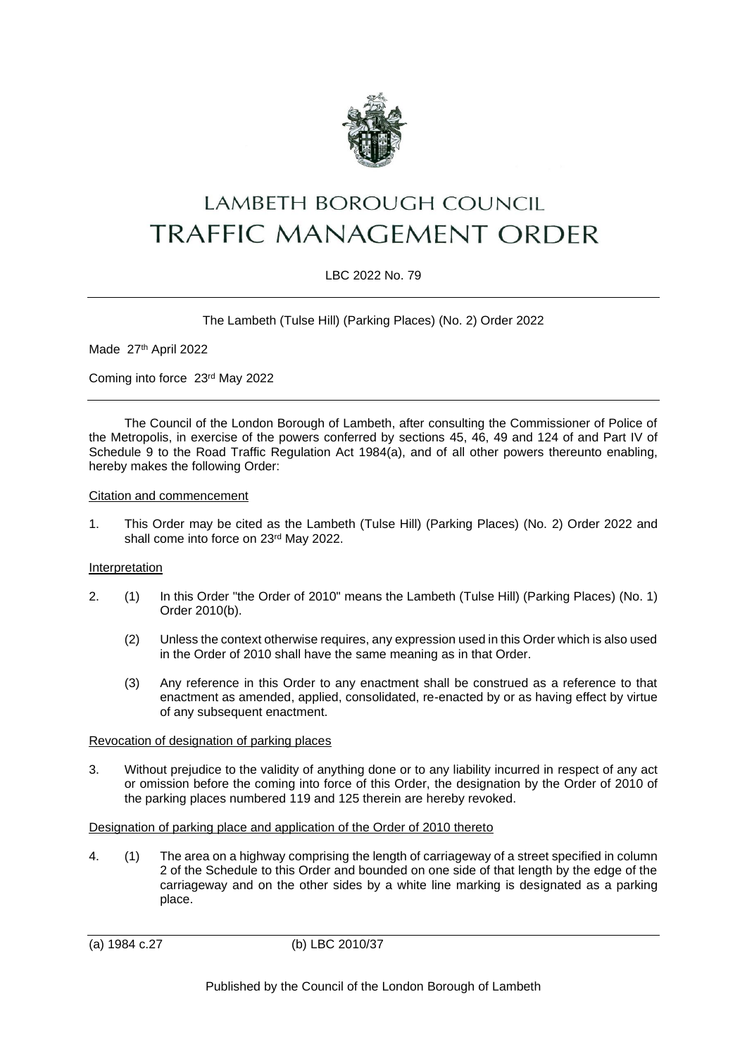# LAMBETH BOROUGH COUNCIL
# TRAFFIC MANAGEMENT ORDER

LBC 2022 No. 79

The Lambeth (Tulse Hill) (Parking Places) (No. 2) Order 2022

Made 27th April 2022

Coming into force 23rd May 2022

The Council of the London Borough of Lambeth, after consulting the Commissioner of Police of the Metropolis, in exercise of the powers conferred by sections 45, 46, 49 and 124 of and Part IV of Schedule 9 to the Road Traffic Regulation Act 1984(a), and of all other powers thereunto enabling, hereby makes the following Order:

Citation and commencement

1. This Order may be cited as the Lambeth (Tulse Hill) (Parking Places) (No. 2) Order 2022 and shall come into force on 23rd May 2022.

Interpretation

2. (1) In this Order "the Order of 2010" means the Lambeth (Tulse Hill) (Parking Places) (No. 1) Order 2010(b).

   (2) Unless the context otherwise requires, any expression used in this Order which is also used in the Order of 2010 shall have the same meaning as in that Order.

   (3) Any reference in this Order to any enactment shall be construed as a reference to that enactment as amended, applied, consolidated, re-enacted by or as having effect by virtue of any subsequent enactment.

Revocation of designation of parking places

3. Without prejudice to the validity of anything done or to any liability incurred in respect of any act or omission before the coming into force of this Order, the designation by the Order of 2010 of the parking places numbered 119 and 125 therein are hereby revoked.

Designation of parking place and application of the Order of 2010 thereto

4. (1) The area on a highway comprising the length of carriageway of a street specified in column 2 of the Schedule to this Order and bounded on one side of that length by the edge of the carriageway and on the other sides by a white line marking is designated as a parking place.

(a) 1984 c.27 (b) LBC 2010/37

Published by the Council of the London Borough of Lambeth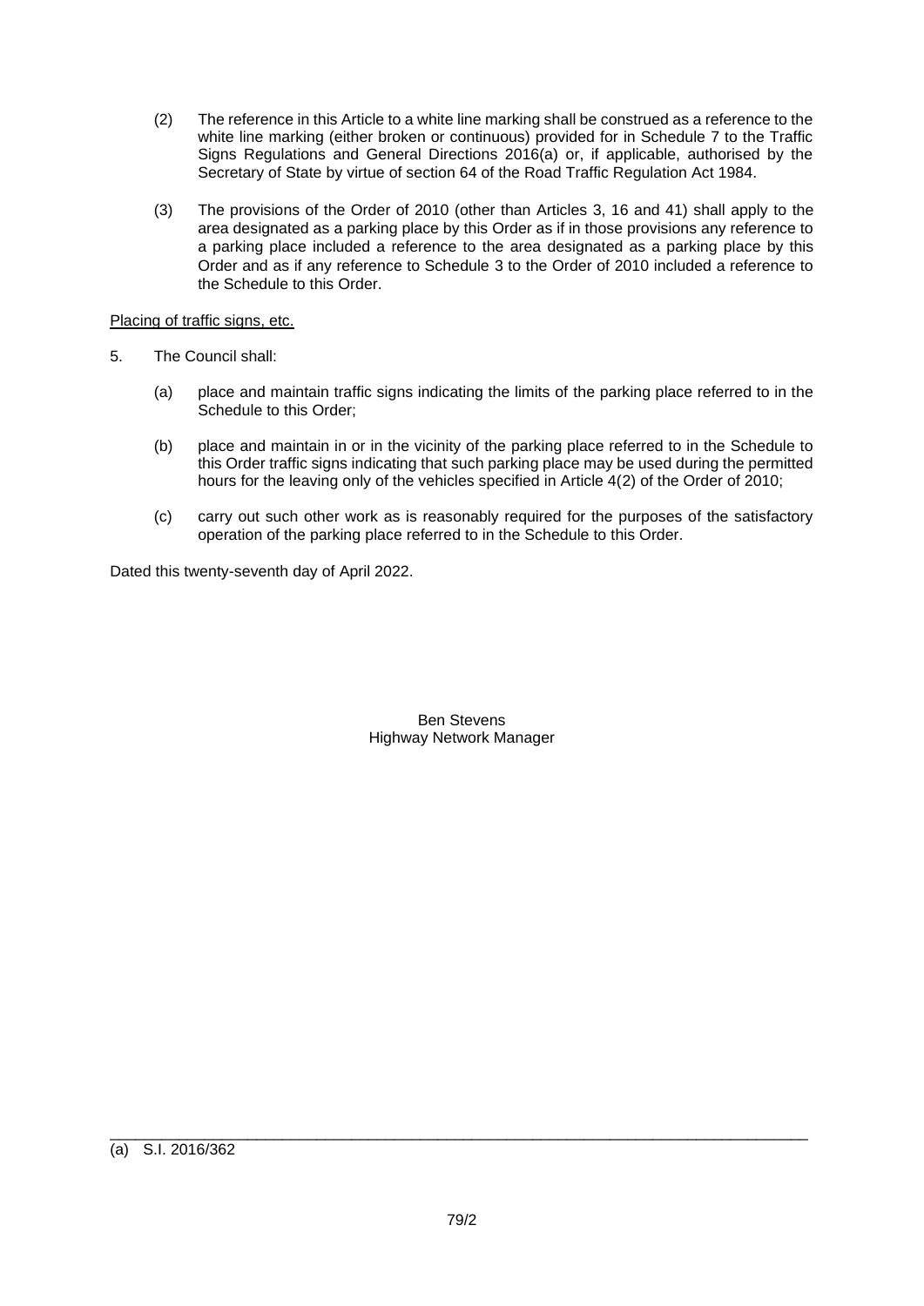(2) The reference in this Article to a white line marking shall be construed as a reference to the white line marking (either broken or continuous) provided for in Schedule 7 to the Traffic Signs Regulations and General Directions 2016(a) or, if applicable, authorised by the Secretary of State by virtue of section 64 of the Road Traffic Regulation Act 1984.

(3) The provisions of the Order of 2010 (other than Articles 3, 16 and 41) shall apply to the area designated as a parking place by this Order as if in those provisions any reference to a parking place included a reference to the area designated as a parking place by this Order and as if any reference to Schedule 3 to the Order of 2010 included a reference to the Schedule to this Order.

<u>Placing of traffic signs, etc.</u>

5. The Council shall:

   (a) place and maintain traffic signs indicating the limits of the parking place referred to in the Schedule to this Order;

   (b) place and maintain in or in the vicinity of the parking place referred to in the Schedule to this Order traffic signs indicating that such parking place may be used during the permitted hours for the leaving only of the vehicles specified in Article 4(2) of the Order of 2010;

   (c) carry out such other work as is reasonably required for the purposes of the satisfactory operation of the parking place referred to in the Schedule to this Order.

Dated this twenty-seventh day of April 2022.

Ben Stevens
Highway Network Manager

---

(a) S.I. 2016/362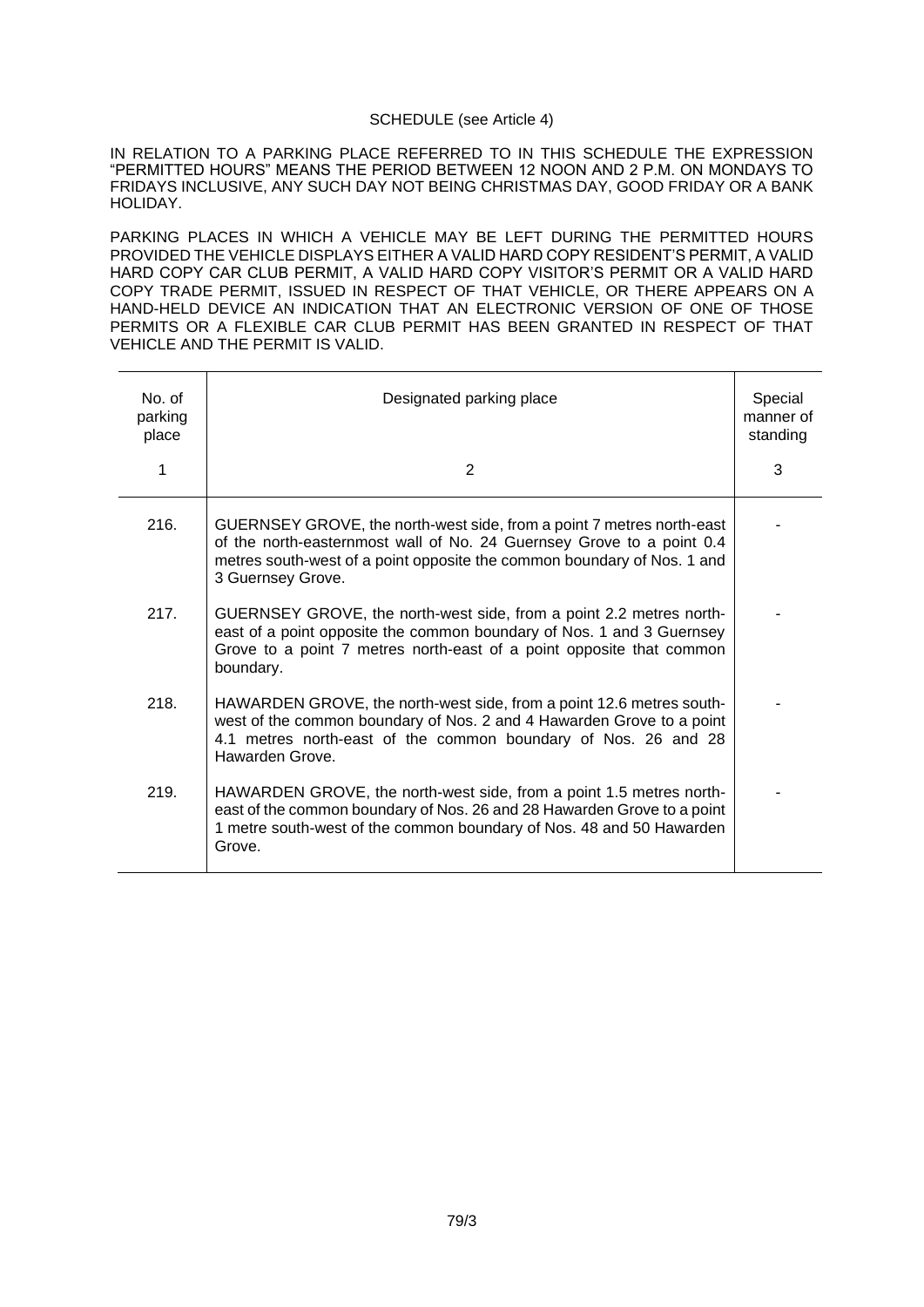SCHEDULE (see Article 4)

IN RELATION TO A PARKING PLACE REFERRED TO IN THIS SCHEDULE THE EXPRESSION "PERMITTED HOURS" MEANS THE PERIOD BETWEEN 12 NOON AND 2 P.M. ON MONDAYS TO FRIDAYS INCLUSIVE, ANY SUCH DAY NOT BEING CHRISTMAS DAY, GOOD FRIDAY OR A BANK HOLIDAY.

PARKING PLACES IN WHICH A VEHICLE MAY BE LEFT DURING THE PERMITTED HOURS PROVIDED THE VEHICLE DISPLAYS EITHER A VALID HARD COPY RESIDENT'S PERMIT, A VALID HARD COPY CAR CLUB PERMIT, A VALID HARD COPY VISITOR'S PERMIT OR A VALID HARD COPY TRADE PERMIT, ISSUED IN RESPECT OF THAT VEHICLE, OR THERE APPEARS ON A HAND-HELD DEVICE AN INDICATION THAT AN ELECTRONIC VERSION OF ONE OF THOSE PERMITS OR A FLEXIBLE CAR CLUB PERMIT HAS BEEN GRANTED IN RESPECT OF THAT VEHICLE AND THE PERMIT IS VALID.

| No. of parking place | Designated parking place | Special manner of standing |
|---|---|---|
| 1 | 2 | 3 |
| 216. | GUERNSEY GROVE, the north-west side, from a point 7 metres north-east of the north-easternmost wall of No. 24 Guernsey Grove to a point 0.4 metres south-west of a point opposite the common boundary of Nos. 1 and 3 Guernsey Grove. | - |
| 217. | GUERNSEY GROVE, the north-west side, from a point 2.2 metres north-east of a point opposite the common boundary of Nos. 1 and 3 Guernsey Grove to a point 7 metres north-east of a point opposite that common boundary. | - |
| 218. | HAWARDEN GROVE, the north-west side, from a point 12.6 metres south-west of the common boundary of Nos. 2 and 4 Hawarden Grove to a point 4.1 metres north-east of the common boundary of Nos. 26 and 28 Hawarden Grove. | - |
| 219. | HAWARDEN GROVE, the north-west side, from a point 1.5 metres north-east of the common boundary of Nos. 26 and 28 Hawarden Grove to a point 1 metre south-west of the common boundary of Nos. 48 and 50 Hawarden Grove. | - |